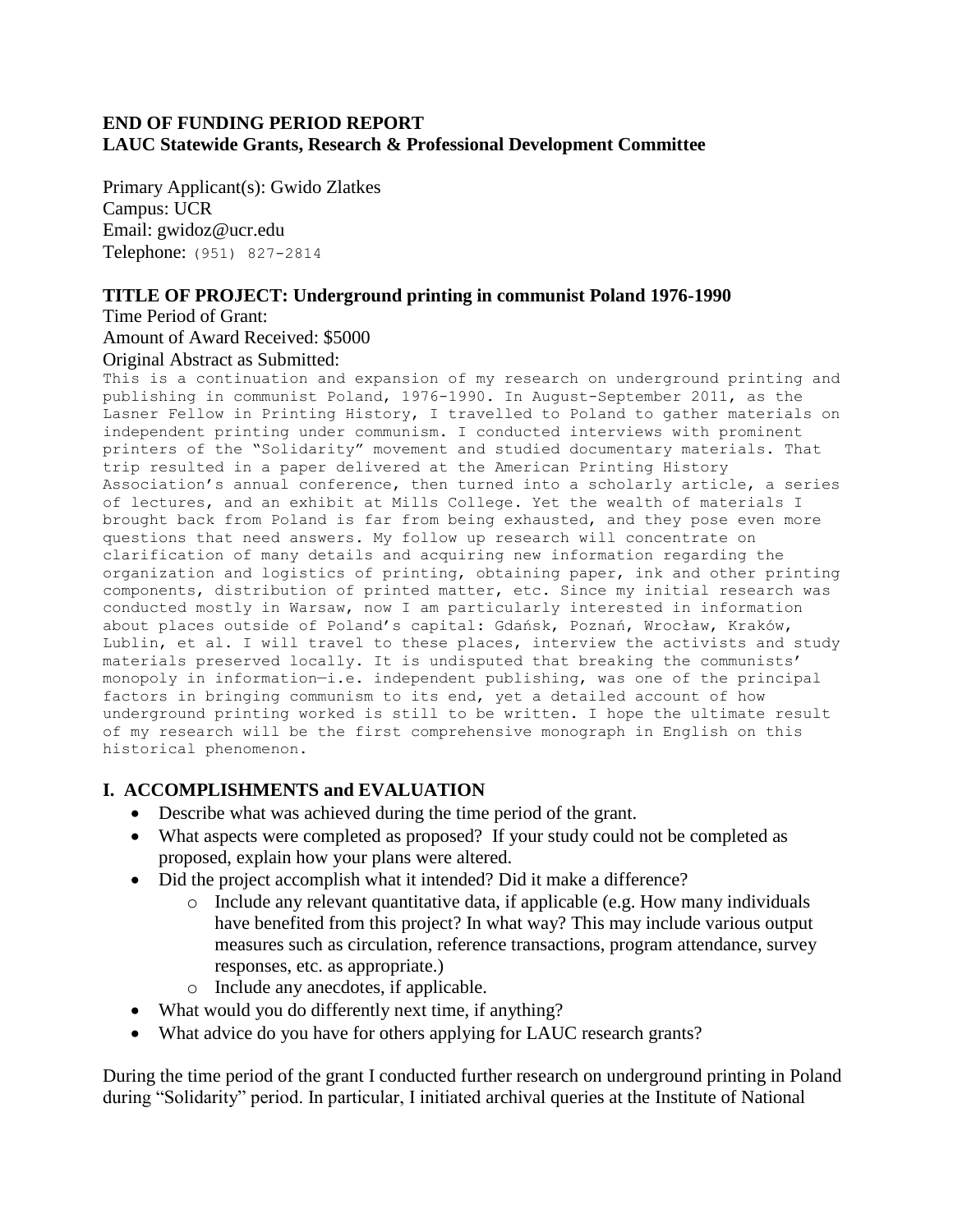**END OF FUNDING PERIOD REPORT**
**LAUC Statewide Grants, Research & Professional Development Committee**

Primary Applicant(s): Gwido Zlatkes
Campus: UCR
Email: gwidoz@ucr.edu
Telephone: (951) 827-2814

**TITLE OF PROJECT: Underground printing in communist Poland 1976-1990**

Time Period of Grant:
Amount of Award Received: $5000
Original Abstract as Submitted:

This is a continuation and expansion of my research on underground printing and publishing in communist Poland, 1976-1990. In August-September 2011, as the Lasner Fellow in Printing History, I travelled to Poland to gather materials on independent printing under communism. I conducted interviews with prominent printers of the "Solidarity" movement and studied documentary materials. That trip resulted in a paper delivered at the American Printing History Association's annual conference, then turned into a scholarly article, a series of lectures, and an exhibit at Mills College. Yet the wealth of materials I brought back from Poland is far from being exhausted, and they pose even more questions that need answers. My follow up research will concentrate on clarification of many details and acquiring new information regarding the organization and logistics of printing, obtaining paper, ink and other printing components, distribution of printed matter, etc. Since my initial research was conducted mostly in Warsaw, now I am particularly interested in information about places outside of Poland's capital: Gdańsk, Poznań, Wrocław, Kraków, Lublin, et al. I will travel to these places, interview the activists and study materials preserved locally. It is undisputed that breaking the communists' monopoly in information—i.e. independent publishing, was one of the principal factors in bringing communism to its end, yet a detailed account of how underground printing worked is still to be written. I hope the ultimate result of my research will be the first comprehensive monograph in English on this historical phenomenon.

## I. ACCOMPLISHMENTS and EVALUATION

- Describe what was achieved during the time period of the grant.
- What aspects were completed as proposed? If your study could not be completed as proposed, explain how your plans were altered.
- Did the project accomplish what it intended? Did it make a difference?
  - Include any relevant quantitative data, if applicable (e.g. How many individuals have benefited from this project? In what way? This may include various output measures such as circulation, reference transactions, program attendance, survey responses, etc. as appropriate.)
  - Include any anecdotes, if applicable.
- What would you do differently next time, if anything?
- What advice do you have for others applying for LAUC research grants?

During the time period of the grant I conducted further research on underground printing in Poland during "Solidarity" period. In particular, I initiated archival queries at the Institute of National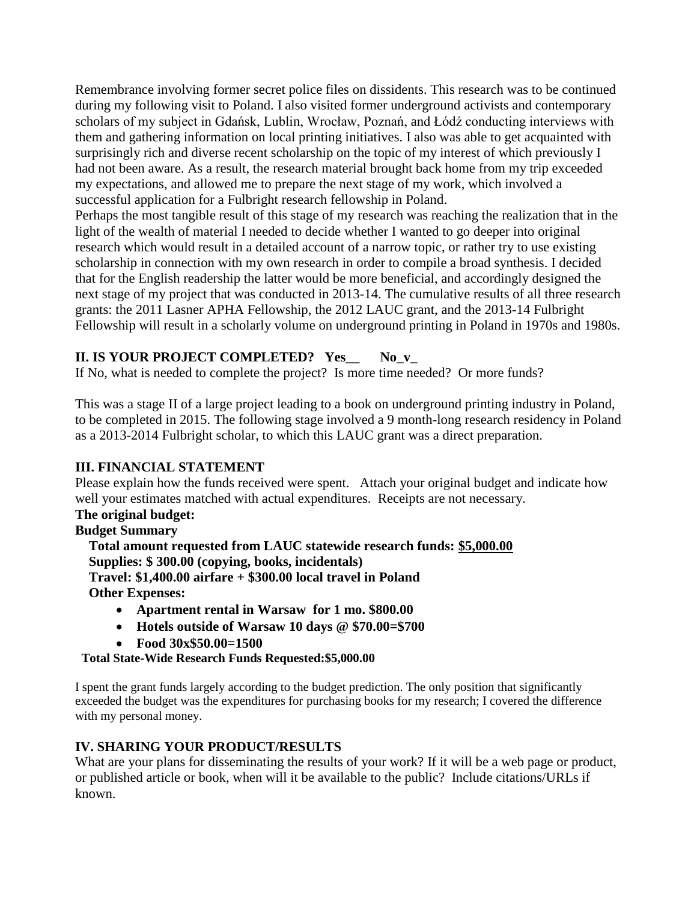Remembrance involving former secret police files on dissidents. This research was to be continued during my following visit to Poland. I also visited former underground activists and contemporary scholars of my subject in Gdańsk, Lublin, Wrocław, Poznań, and Łódź conducting interviews with them and gathering information on local printing initiatives. I also was able to get acquainted with surprisingly rich and diverse recent scholarship on the topic of my interest of which previously I had not been aware. As a result, the research material brought back home from my trip exceeded my expectations, and allowed me to prepare the next stage of my work, which involved a successful application for a Fulbright research fellowship in Poland.

Perhaps the most tangible result of this stage of my research was reaching the realization that in the light of the wealth of material I needed to decide whether I wanted to go deeper into original research which would result in a detailed account of a narrow topic, or rather try to use existing scholarship in connection with my own research in order to compile a broad synthesis. I decided that for the English readership the latter would be more beneficial, and accordingly designed the next stage of my project that was conducted in 2013-14. The cumulative results of all three research grants: the 2011 Lasner APHA Fellowship, the 2012 LAUC grant, and the 2013-14 Fulbright Fellowship will result in a scholarly volume on underground printing in Poland in 1970s and 1980s.

## II. IS YOUR PROJECT COMPLETED? Yes__ No_v_

If No, what is needed to complete the project? Is more time needed? Or more funds?

This was a stage II of a large project leading to a book on underground printing industry in Poland, to be completed in 2015. The following stage involved a 9 month-long research residency in Poland as a 2013-2014 Fulbright scholar, to which this LAUC grant was a direct preparation.

## III. FINANCIAL STATEMENT

Please explain how the funds received were spent. Attach your original budget and indicate how well your estimates matched with actual expenditures. Receipts are not necessary.

**The original budget:**

**Budget Summary**

**Total amount requested from LAUC statewide research funds: $5,000.00**

**Supplies: $ 300.00 (copying, books, incidentals)**

**Travel: $1,400.00 airfare + $300.00 local travel in Poland**

**Other Expenses:**

- **Apartment rental in Warsaw for 1 mo. $800.00**
- **Hotels outside of Warsaw 10 days @ $70.00=$700**
- **Food 30x$50.00=1500**

**Total State-Wide Research Funds Requested:$5,000.00**

I spent the grant funds largely according to the budget prediction. The only position that significantly exceeded the budget was the expenditures for purchasing books for my research; I covered the difference with my personal money.

## IV. SHARING YOUR PRODUCT/RESULTS

What are your plans for disseminating the results of your work? If it will be a web page or product, or published article or book, when will it be available to the public? Include citations/URLs if known.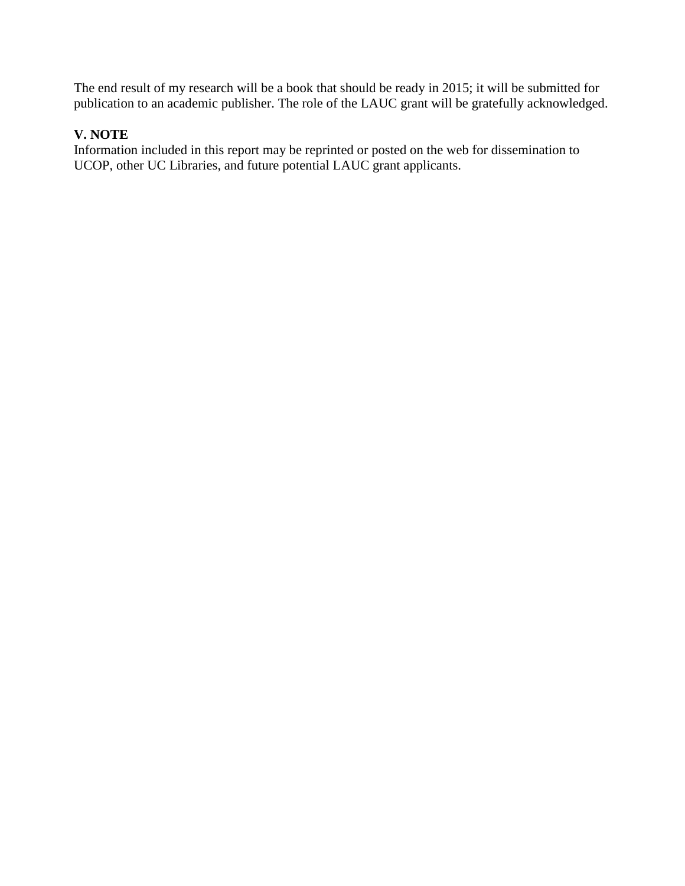The end result of my research will be a book that should be ready in 2015; it will be submitted for publication to an academic publisher. The role of the LAUC grant will be gratefully acknowledged.

**V. NOTE**

Information included in this report may be reprinted or posted on the web for dissemination to UCOP, other UC Libraries, and future potential LAUC grant applicants.